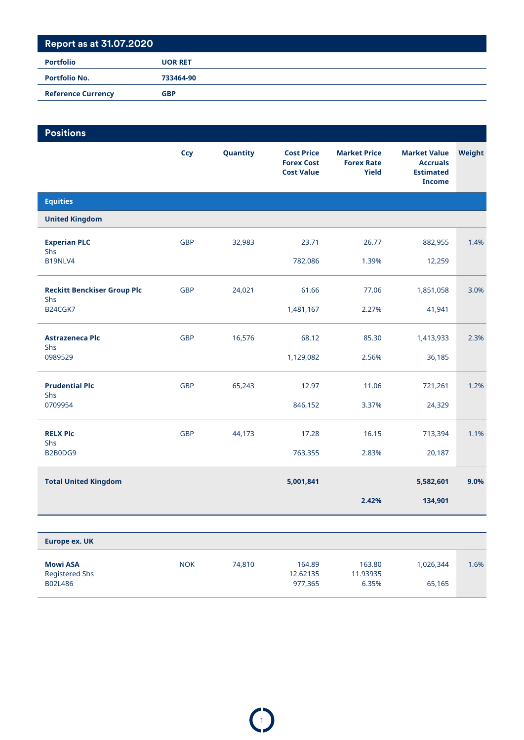## Report as at 31.07.2020

| | |
|---|---|
| **Portfolio** | **UOR RET** |
| **Portfolio No.** | **733464-90** |
| **Reference Currency** | **GBP** |

## Positions

| | Ccy | Quantity | Cost Price<br>Forex Cost<br>Cost Value | Market Price<br>Forex Rate<br>Yield | Market Value<br>Accruals<br>Estimated Income | Weight |
|---|---|---|---|---|---|---|
| **Equities** | | | | | | |
| **United Kingdom** | | | | | | |
| **Experian PLC**<br>Shs<br>B19NLV4 | GBP | 32,983 | 23.71<br><br>782,086 | 26.77<br><br>1.39% | 882,955<br><br>12,259 | 1.4% |
| **Reckitt Benckiser Group Plc**<br>Shs<br>B24CGK7 | GBP | 24,021 | 61.66<br><br>1,481,167 | 77.06<br><br>2.27% | 1,851,058<br><br>41,941 | 3.0% |
| **Astrazeneca Plc**<br>Shs<br>0989529 | GBP | 16,576 | 68.12<br><br>1,129,082 | 85.30<br><br>2.56% | 1,413,933<br><br>36,185 | 2.3% |
| **Prudential Plc**<br>Shs<br>0709954 | GBP | 65,243 | 12.97<br><br>846,152 | 11.06<br><br>3.37% | 721,261<br><br>24,329 | 1.2% |
| **RELX Plc**<br>Shs<br>B2B0DG9 | GBP | 44,173 | 17.28<br><br>763,355 | 16.15<br><br>2.83% | 713,394<br><br>20,187 | 1.1% |
| **Total United Kingdom** | | | **5,001,841** | <br>**2.42%** | **5,582,601**<br>**134,901** | **9.0%** |
| **Europe ex. UK** | | | | | | |
| **Mowi ASA**<br>Registered Shs<br>B02L486 | NOK | 74,810 | 164.89<br>12.62135<br>977,365 | 163.80<br>11.93935<br>6.35% | 1,026,344<br><br>65,165 | 1.6% |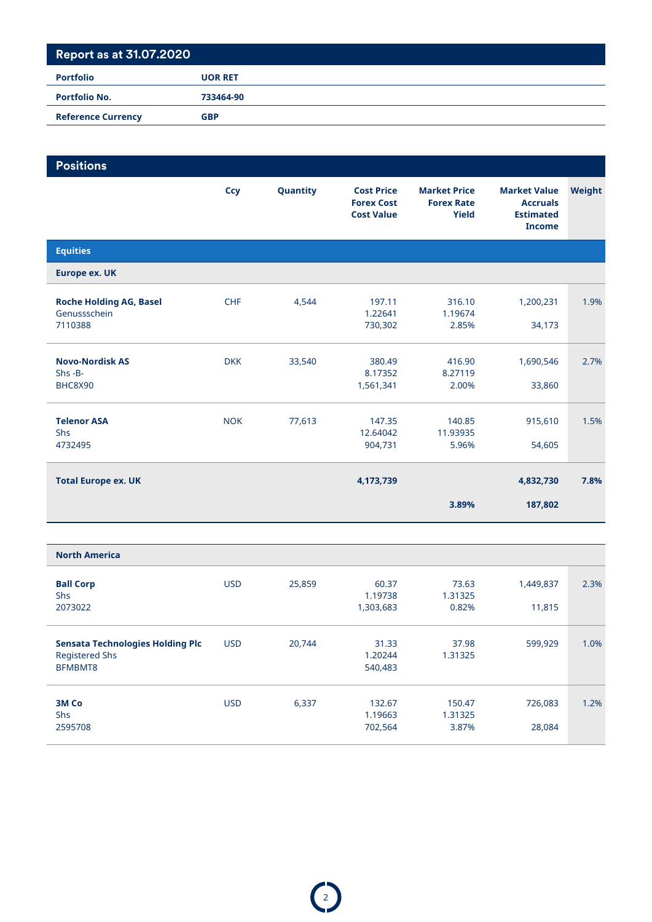## Report as at 31.07.2020

| | |
|---|---|
| **Portfolio** | **UOR RET** |
| **Portfolio No.** | **733464-90** |
| **Reference Currency** | **GBP** |

## Positions

| | Ccy | Quantity | Cost Price<br>Forex Cost<br>Cost Value | Market Price<br>Forex Rate<br>Yield | Market Value<br>Accruals<br>Estimated Income | Weight |
|---|---|---|---|---|---|---|
| **Equities** | | | | | | |
| **Europe ex. UK** | | | | | | |
| **Roche Holding AG, Basel**<br>Genussschein<br>7110388 | CHF | 4,544 | 197.11<br>1.22641<br>730,302 | 316.10<br>1.19674<br>2.85% | 1,200,231<br><br>34,173 | 1.9% |
| **Novo-Nordisk AS**<br>Shs -B-<br>BHC8X90 | DKK | 33,540 | 380.49<br>8.17352<br>1,561,341 | 416.90<br>8.27119<br>2.00% | 1,690,546<br><br>33,860 | 2.7% |
| **Telenor ASA**<br>Shs<br>4732495 | NOK | 77,613 | 147.35<br>12.64042<br>904,731 | 140.85<br>11.93935<br>5.96% | 915,610<br><br>54,605 | 1.5% |
| **Total Europe ex. UK** | | | **4,173,739** | <br>**3.89%** | **4,832,730**<br>**187,802** | **7.8%** |
| **North America** | | | | | | |
| **Ball Corp**<br>Shs<br>2073022 | USD | 25,859 | 60.37<br>1.19738<br>1,303,683 | 73.63<br>1.31325<br>0.82% | 1,449,837<br><br>11,815 | 2.3% |
| **Sensata Technologies Holding Plc**<br>Registered Shs<br>BFMBMT8 | USD | 20,744 | 31.33<br>1.20244<br>540,483 | 37.98<br>1.31325 | 599,929 | 1.0% |
| **3M Co**<br>Shs<br>2595708 | USD | 6,337 | 132.67<br>1.19663<br>702,564 | 150.47<br>1.31325<br>3.87% | 726,083<br><br>28,084 | 1.2% |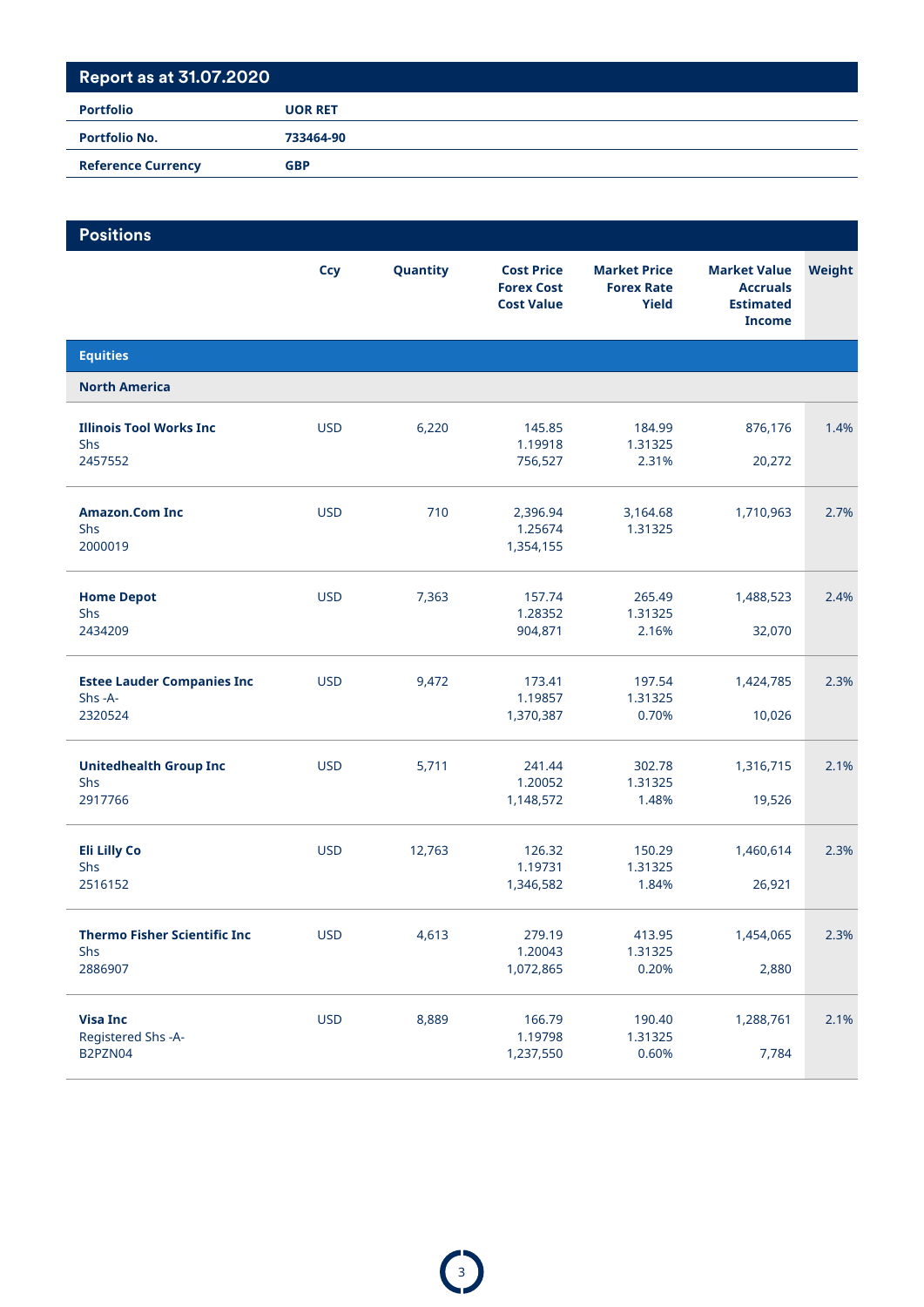## Report as at 31.07.2020

| | |
|---|---|
| **Portfolio** | **UOR RET** |
| **Portfolio No.** | **733464-90** |
| **Reference Currency** | **GBP** |

## Positions

| | Ccy | Quantity | Cost Price<br>Forex Cost<br>Cost Value | Market Price<br>Forex Rate<br>Yield | Market Value<br>Accruals<br>Estimated Income | Weight |
|---|---|---|---|---|---|---|
| **Equities** | | | | | | |
| **North America** | | | | | | |
| **Illinois Tool Works Inc**<br>Shs<br>2457552 | USD | 6,220 | 145.85<br>1.19918<br>756,527 | 184.99<br>1.31325<br>2.31% | 876,176<br><br>20,272 | 1.4% |
| **Amazon.Com Inc**<br>Shs<br>2000019 | USD | 710 | 2,396.94<br>1.25674<br>1,354,155 | 3,164.68<br>1.31325 | 1,710,963 | 2.7% |
| **Home Depot**<br>Shs<br>2434209 | USD | 7,363 | 157.74<br>1.28352<br>904,871 | 265.49<br>1.31325<br>2.16% | 1,488,523<br><br>32,070 | 2.4% |
| **Estee Lauder Companies Inc**<br>Shs -A-<br>2320524 | USD | 9,472 | 173.41<br>1.19857<br>1,370,387 | 197.54<br>1.31325<br>0.70% | 1,424,785<br><br>10,026 | 2.3% |
| **Unitedhealth Group Inc**<br>Shs<br>2917766 | USD | 5,711 | 241.44<br>1.20052<br>1,148,572 | 302.78<br>1.31325<br>1.48% | 1,316,715<br><br>19,526 | 2.1% |
| **Eli Lilly Co**<br>Shs<br>2516152 | USD | 12,763 | 126.32<br>1.19731<br>1,346,582 | 150.29<br>1.31325<br>1.84% | 1,460,614<br><br>26,921 | 2.3% |
| **Thermo Fisher Scientific Inc**<br>Shs<br>2886907 | USD | 4,613 | 279.19<br>1.20043<br>1,072,865 | 413.95<br>1.31325<br>0.20% | 1,454,065<br><br>2,880 | 2.3% |
| **Visa Inc**<br>Registered Shs -A-<br>B2PZN04 | USD | 8,889 | 166.79<br>1.19798<br>1,237,550 | 190.40<br>1.31325<br>0.60% | 1,288,761<br><br>7,784 | 2.1% |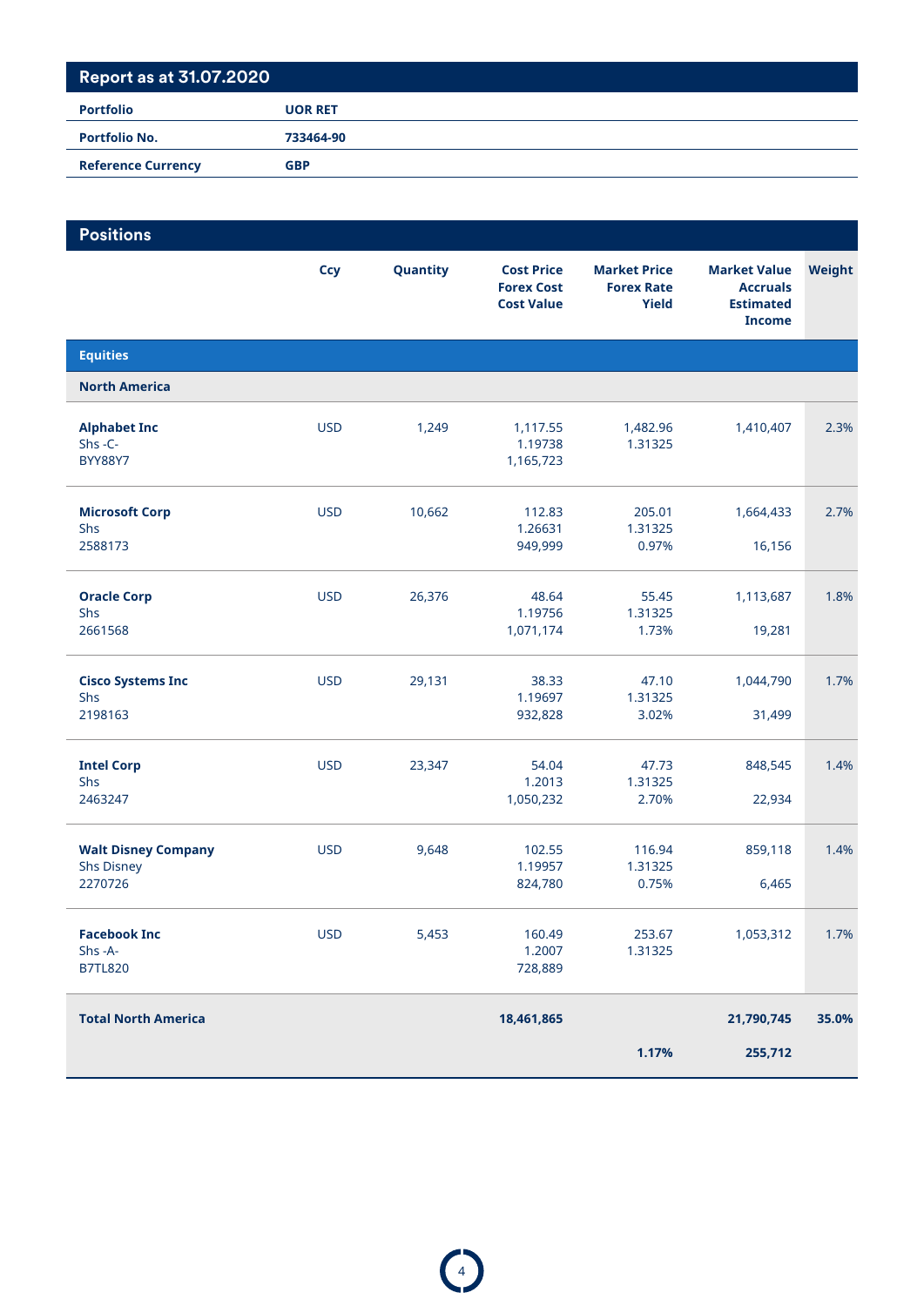## Report as at 31.07.2020

| | |
|---|---|
| **Portfolio** | **UOR RET** |
| **Portfolio No.** | **733464-90** |
| **Reference Currency** | **GBP** |

## Positions

| | Ccy | Quantity | Cost Price<br>Forex Cost<br>Cost Value | Market Price<br>Forex Rate<br>Yield | Market Value<br>Accruals<br>Estimated Income | Weight |
|---|---|---|---|---|---|---|
| **Equities** | | | | | | |
| **North America** | | | | | | |
| **Alphabet Inc**<br>Shs -C-<br>BYY88Y7 | USD | 1,249 | 1,117.55<br>1.19738<br>1,165,723 | 1,482.96<br>1.31325 | 1,410,407 | 2.3% |
| **Microsoft Corp**<br>Shs<br>2588173 | USD | 10,662 | 112.83<br>1.26631<br>949,999 | 205.01<br>1.31325<br>0.97% | 1,664,433<br><br>16,156 | 2.7% |
| **Oracle Corp**<br>Shs<br>2661568 | USD | 26,376 | 48.64<br>1.19756<br>1,071,174 | 55.45<br>1.31325<br>1.73% | 1,113,687<br><br>19,281 | 1.8% |
| **Cisco Systems Inc**<br>Shs<br>2198163 | USD | 29,131 | 38.33<br>1.19697<br>932,828 | 47.10<br>1.31325<br>3.02% | 1,044,790<br><br>31,499 | 1.7% |
| **Intel Corp**<br>Shs<br>2463247 | USD | 23,347 | 54.04<br>1.2013<br>1,050,232 | 47.73<br>1.31325<br>2.70% | 848,545<br><br>22,934 | 1.4% |
| **Walt Disney Company**<br>Shs Disney<br>2270726 | USD | 9,648 | 102.55<br>1.19957<br>824,780 | 116.94<br>1.31325<br>0.75% | 859,118<br><br>6,465 | 1.4% |
| **Facebook Inc**<br>Shs -A-<br>B7TL820 | USD | 5,453 | 160.49<br>1.2007<br>728,889 | 253.67<br>1.31325 | 1,053,312 | 1.7% |
| **Total North America** | | | **18,461,865** | <br>**1.17%** | **21,790,745**<br>**255,712** | **35.0%** |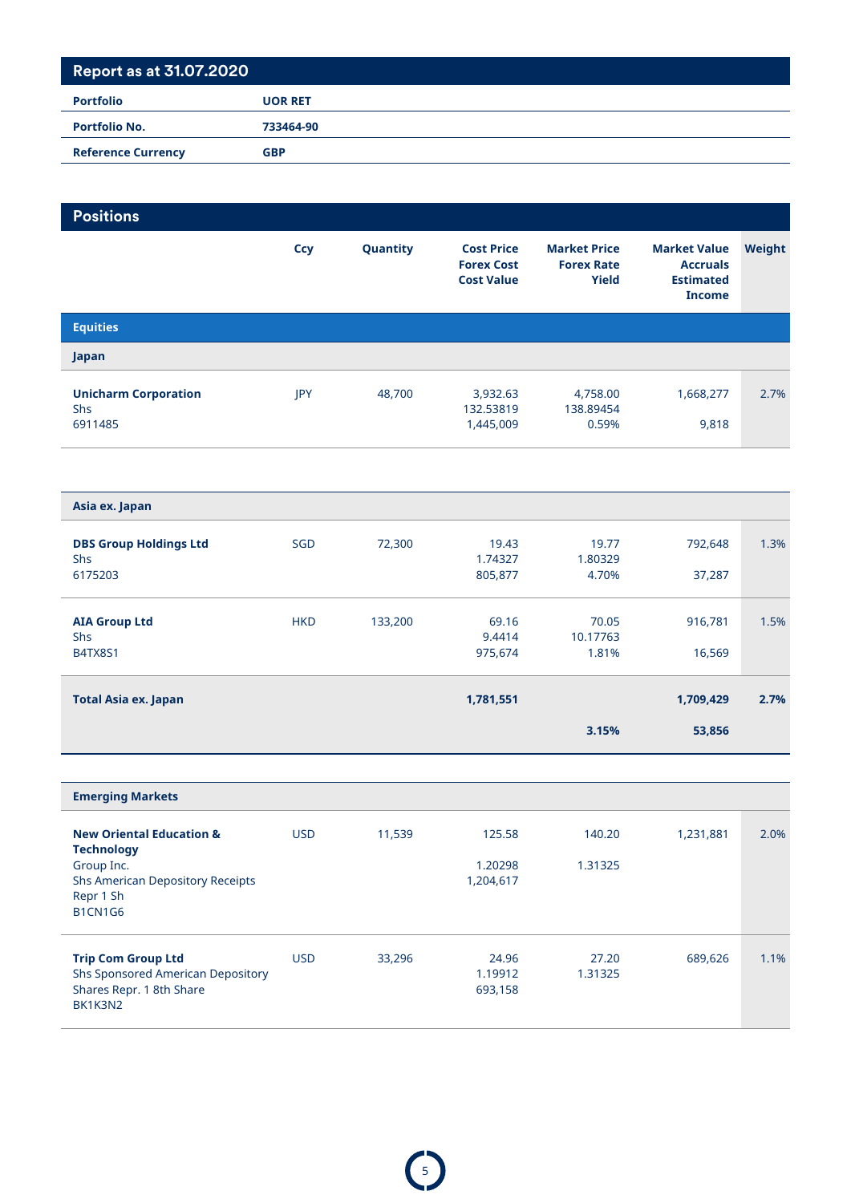## Report as at 31.07.2020

| Portfolio | UOR RET |
|---|---|
| Portfolio No. | 733464-90 |
| Reference Currency | GBP |

## Positions

| | Ccy | Quantity | Cost Price<br>Forex Cost<br>Cost Value | Market Price<br>Forex Rate<br>Yield | Market Value<br>Accruals<br>Estimated Income | Weight |
|---|---|---|---|---|---|---|
| **Equities** | | | | | | |
| **Japan** | | | | | | |
| **Unicharm Corporation**<br>Shs<br>6911485 | JPY | 48,700 | 3,932.63<br>132.53819<br>1,445,009 | 4,758.00<br>138.89454<br>0.59% | 1,668,277<br><br>9,818 | 2.7% |
| **Asia ex. Japan** | | | | | | |
| **DBS Group Holdings Ltd**<br>Shs<br>6175203 | SGD | 72,300 | 19.43<br>1.74327<br>805,877 | 19.77<br>1.80329<br>4.70% | 792,648<br><br>37,287 | 1.3% |
| **AIA Group Ltd**<br>Shs<br>B4TX8S1 | HKD | 133,200 | 69.16<br>9.4414<br>975,674 | 70.05<br>10.17763<br>1.81% | 916,781<br><br>16,569 | 1.5% |
| **Total Asia ex. Japan** | | | **1,781,551** | <br>**3.15%** | **1,709,429**<br>**53,856** | **2.7%** |
| **Emerging Markets** | | | | | | |
| **New Oriental Education & Technology** Group Inc.<br>Shs American Depository Receipts Repr 1 Sh<br>B1CN1G6 | USD | 11,539 | 125.58<br>1.20298<br>1,204,617 | 140.20<br>1.31325 | 1,231,881 | 2.0% |
| **Trip Com Group Ltd**<br>Shs Sponsored American Depository Shares Repr. 1 8th Share<br>BK1K3N2 | USD | 33,296 | 24.96<br>1.19912<br>693,158 | 27.20<br>1.31325 | 689,626 | 1.1% |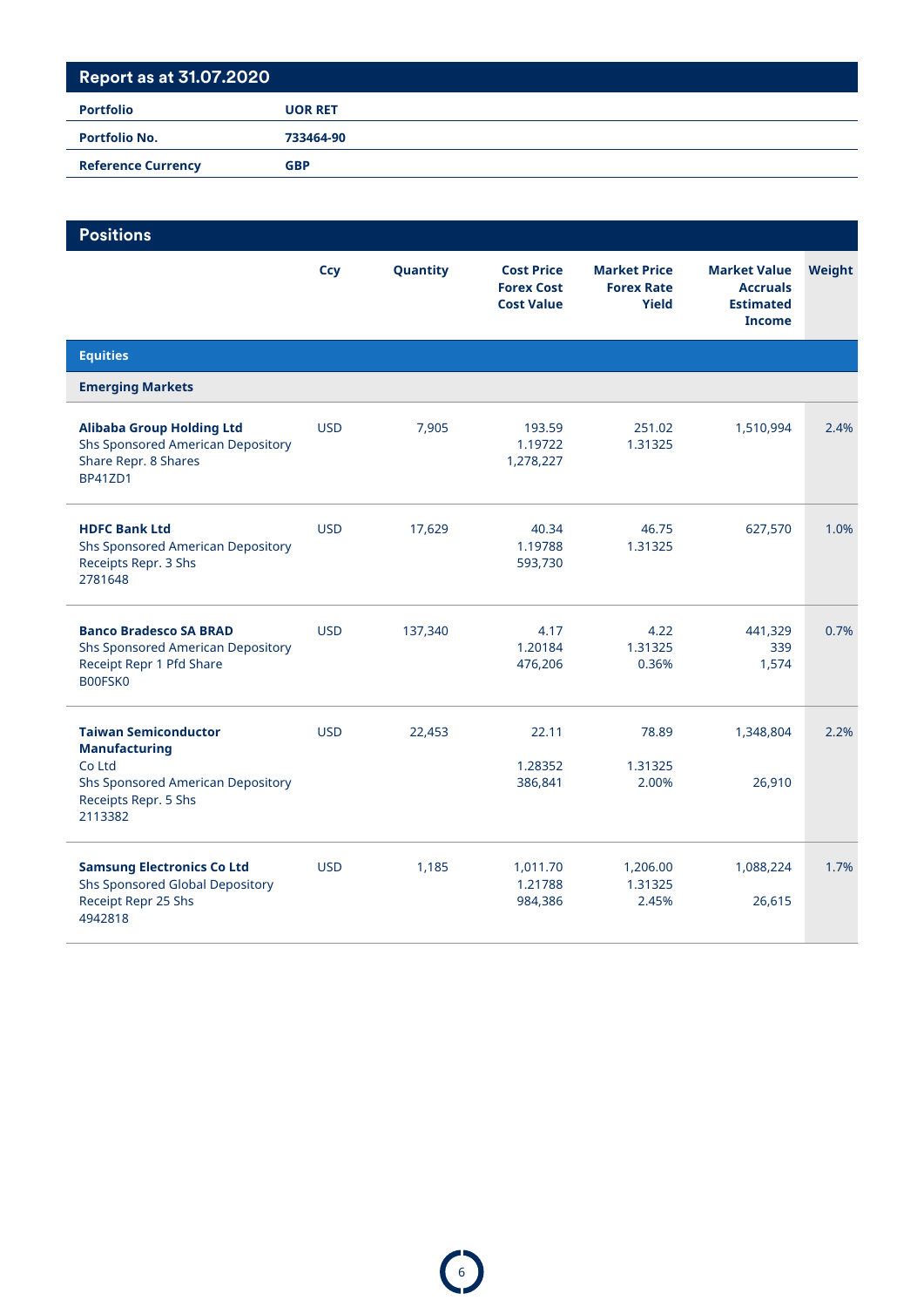## Report as at 31.07.2020

| Portfolio | UOR RET |
|---|---|
| Portfolio No. | 733464-90 |
| Reference Currency | GBP |

## Positions

| | Ccy | Quantity | Cost Price<br>Forex Cost<br>Cost Value | Market Price<br>Forex Rate<br>Yield | Market Value<br>Accruals<br>Estimated Income | Weight |
|---|---|---|---|---|---|---|
| **Equities** | | | | | | |
| **Emerging Markets** | | | | | | |
| **Alibaba Group Holding Ltd**<br>Shs Sponsored American Depository Share Repr. 8 Shares<br>BP41ZD1 | USD | 7,905 | 193.59<br>1.19722<br>1,278,227 | 251.02<br>1.31325 | 1,510,994 | 2.4% |
| **HDFC Bank Ltd**<br>Shs Sponsored American Depository Receipts Repr. 3 Shs<br>2781648 | USD | 17,629 | 40.34<br>1.19788<br>593,730 | 46.75<br>1.31325 | 627,570 | 1.0% |
| **Banco Bradesco SA BRAD**<br>Shs Sponsored American Depository Receipt Repr 1 Pfd Share<br>B00FSK0 | USD | 137,340 | 4.17<br>1.20184<br>476,206 | 4.22<br>1.31325<br>0.36% | 441,329<br>339<br>1,574 | 0.7% |
| **Taiwan Semiconductor Manufacturing** Co Ltd<br>Shs Sponsored American Depository Receipts Repr. 5 Shs<br>2113382 | USD | 22,453 | 22.11<br>1.28352<br>386,841 | 78.89<br>1.31325<br>2.00% | 1,348,804<br><br>26,910 | 2.2% |
| **Samsung Electronics Co Ltd**<br>Shs Sponsored Global Depository Receipt Repr 25 Shs<br>4942818 | USD | 1,185 | 1,011.70<br>1.21788<br>984,386 | 1,206.00<br>1.31325<br>2.45% | 1,088,224<br><br>26,615 | 1.7% |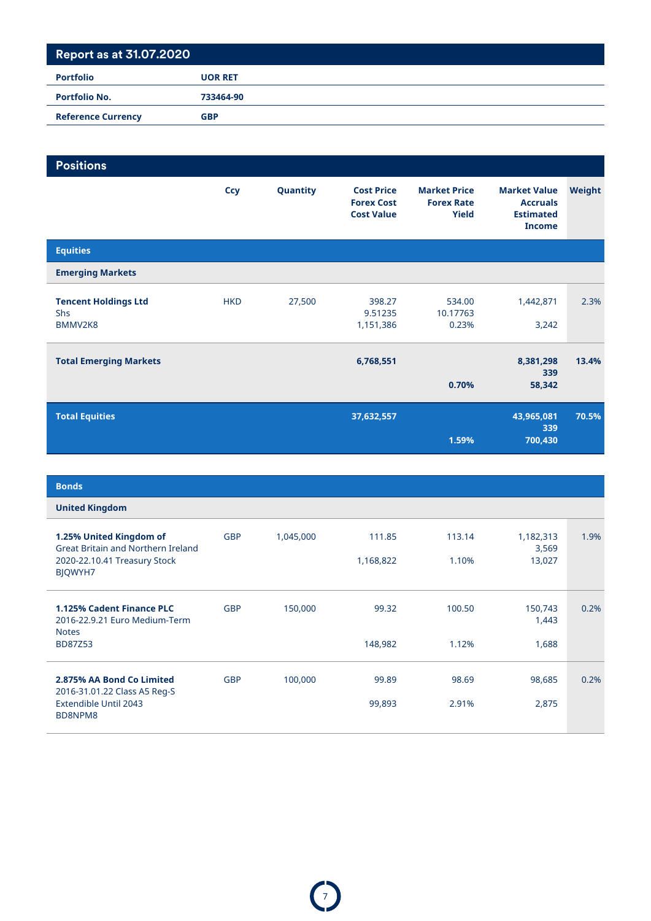## Report as at 31.07.2020

| Portfolio | UOR RET |
|---|---|
| Portfolio No. | 733464-90 |
| Reference Currency | GBP |

## Positions

| | Ccy | Quantity | Cost Price<br>Forex Cost<br>Cost Value | Market Price<br>Forex Rate<br>Yield | Market Value<br>Accruals<br>Estimated Income | Weight |
|---|---|---|---|---|---|---|
| **Equities** | | | | | | |
| **Emerging Markets** | | | | | | |
| **Tencent Holdings Ltd**<br>Shs<br>BMMV2K8 | HKD | 27,500 | 398.27<br>9.51235<br>1,151,386 | 534.00<br>10.17763<br>0.23% | 1,442,871<br><br>3,242 | 2.3% |
| **Total Emerging Markets** | | | **6,768,551** | <br><br>**0.70%** | **8,381,298**<br>**339**<br>**58,342** | **13.4%** |
| **Total Equities** | | | **37,632,557** | <br><br>**1.59%** | **43,965,081**<br>**339**<br>**700,430** | **70.5%** |

| | Ccy | Quantity | Cost Price<br>Forex Cost<br>Cost Value | Market Price<br>Forex Rate<br>Yield | Market Value<br>Accruals<br>Estimated Income | Weight |
|---|---|---|---|---|---|---|
| **Bonds** | | | | | | |
| **United Kingdom** | | | | | | |
| **1.25% United Kingdom of** Great Britain and Northern Ireland<br>2020-22.10.41 Treasury Stock<br>BJQWYH7 | GBP | 1,045,000 | 111.85<br><br>1,168,822 | 113.14<br><br>1.10% | 1,182,313<br>3,569<br>13,027 | 1.9% |
| **1.125% Cadent Finance PLC**<br>2016-22.9.21 Euro Medium-Term Notes<br>BD87Z53 | GBP | 150,000 | 99.32<br><br>148,982 | 100.50<br><br>1.12% | 150,743<br>1,443<br>1,688 | 0.2% |
| **2.875% AA Bond Co Limited**<br>2016-31.01.22 Class A5 Reg-S<br>Extendible Until 2043<br>BD8NPM8 | GBP | 100,000 | 99.89<br><br>99,893 | 98.69<br><br>2.91% | 98,685<br><br>2,875 | 0.2% |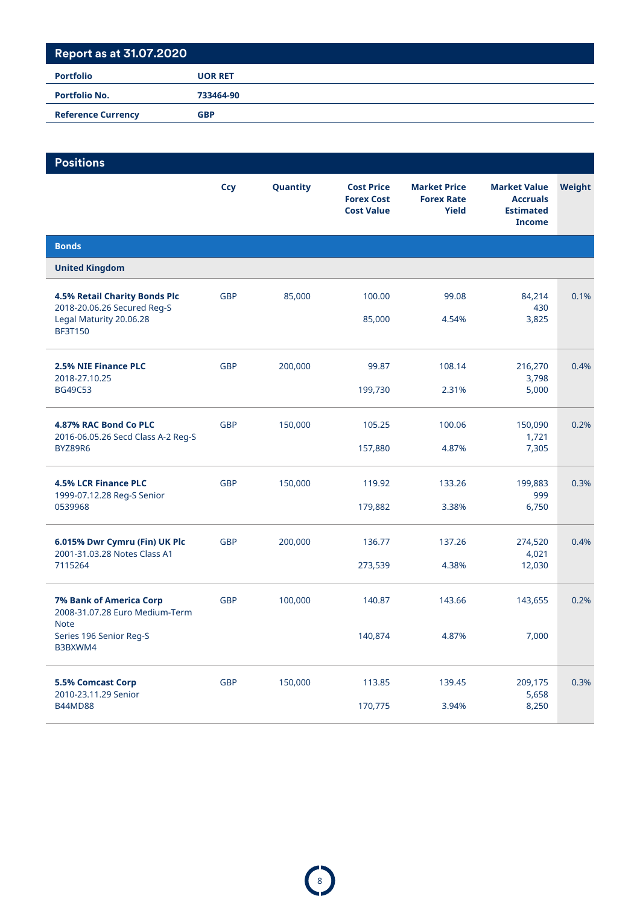## Report as at 31.07.2020

| | |
|---|---|
| **Portfolio** | **UOR RET** |
| **Portfolio No.** | **733464-90** |
| **Reference Currency** | **GBP** |

## Positions

| | Ccy | Quantity | Cost Price<br>Forex Cost<br>Cost Value | Market Price<br>Forex Rate<br>Yield | Market Value<br>Accruals<br>Estimated Income | Weight |
|---|---|---|---|---|---|---|
| **Bonds** | | | | | | |
| **United Kingdom** | | | | | | |
| **4.5% Retail Charity Bonds Plc**<br>2018-20.06.26 Secured Reg-S<br>Legal Maturity 20.06.28<br>BF3T150 | GBP | 85,000 | 100.00<br><br>85,000 | 99.08<br><br>4.54% | 84,214<br>430<br>3,825 | 0.1% |
| **2.5% NIE Finance PLC**<br>2018-27.10.25<br>BG49C53 | GBP | 200,000 | 99.87<br><br>199,730 | 108.14<br><br>2.31% | 216,270<br>3,798<br>5,000 | 0.4% |
| **4.87% RAC Bond Co PLC**<br>2016-06.05.26 Secd Class A-2 Reg-S<br>BYZ89R6 | GBP | 150,000 | 105.25<br><br>157,880 | 100.06<br><br>4.87% | 150,090<br>1,721<br>7,305 | 0.2% |
| **4.5% LCR Finance PLC**<br>1999-07.12.28 Reg-S Senior<br>0539968 | GBP | 150,000 | 119.92<br><br>179,882 | 133.26<br><br>3.38% | 199,883<br>999<br>6,750 | 0.3% |
| **6.015% Dwr Cymru (Fin) UK Plc**<br>2001-31.03.28 Notes Class A1<br>7115264 | GBP | 200,000 | 136.77<br><br>273,539 | 137.26<br><br>4.38% | 274,520<br>4,021<br>12,030 | 0.4% |
| **7% Bank of America Corp**<br>2008-31.07.28 Euro Medium-Term Note<br>Series 196 Senior Reg-S<br>B3BXWM4 | GBP | 100,000 | 140.87<br><br>140,874 | 143.66<br><br>4.87% | 143,655<br><br>7,000 | 0.2% |
| **5.5% Comcast Corp**<br>2010-23.11.29 Senior<br>B44MD88 | GBP | 150,000 | 113.85<br><br>170,775 | 139.45<br><br>3.94% | 209,175<br>5,658<br>8,250 | 0.3% |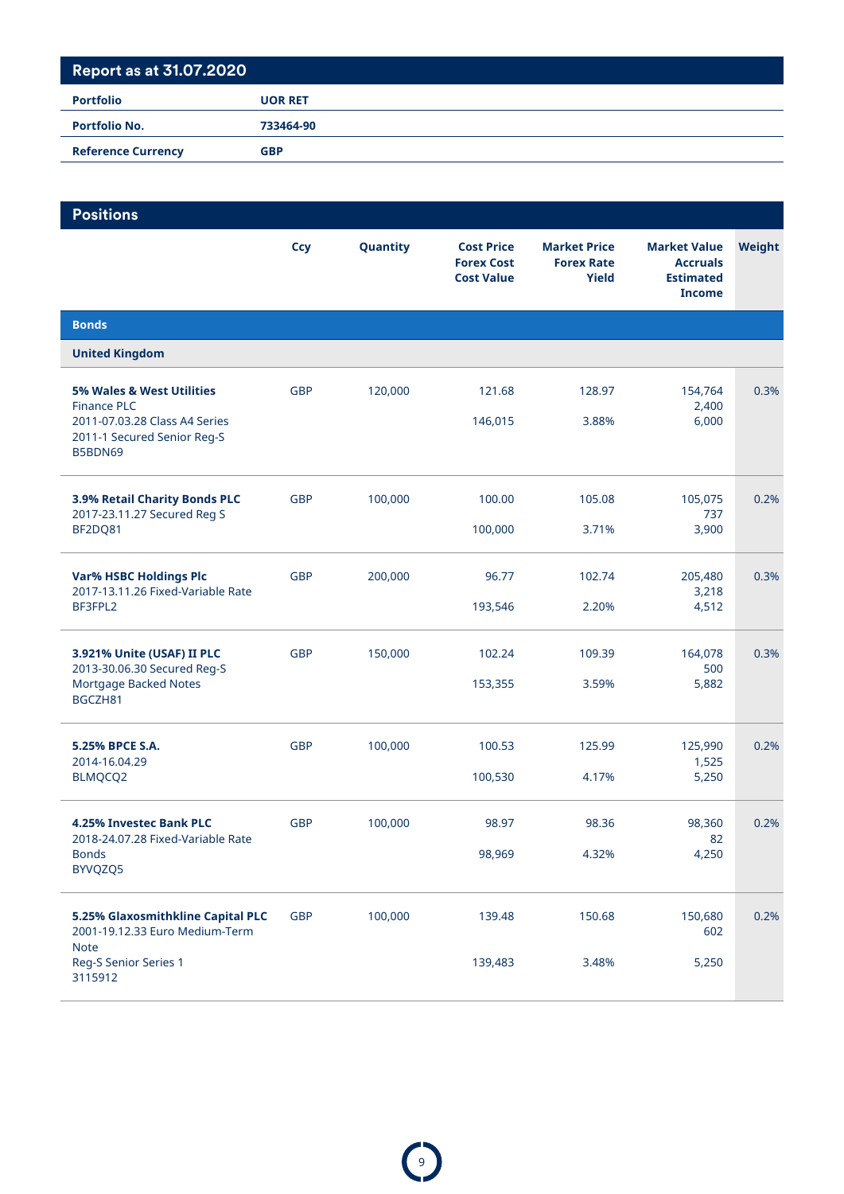## Report as at 31.07.2020

| | |
|---|---|
| **Portfolio** | **UOR RET** |
| **Portfolio No.** | **733464-90** |
| **Reference Currency** | **GBP** |

## Positions

| | Ccy | Quantity | Cost Price<br>Forex Cost<br>Cost Value | Market Price<br>Forex Rate<br>Yield | Market Value<br>Accruals<br>Estimated Income | Weight |
|---|---|---|---|---|---|---|
| **Bonds** | | | | | | |
| **United Kingdom** | | | | | | |
| **5% Wales & West Utilities** Finance PLC 2011-07.03.28 Class A4 Series 2011-1 Secured Senior Reg-S B5BDN69 | GBP | 120,000 | 121.68<br><br>146,015 | 128.97<br><br>3.88% | 154,764<br>2,400<br>6,000 | 0.3% |
| **3.9% Retail Charity Bonds PLC** 2017-23.11.27 Secured Reg S BF2DQ81 | GBP | 100,000 | 100.00<br><br>100,000 | 105.08<br><br>3.71% | 105,075<br>737<br>3,900 | 0.2% |
| **Var% HSBC Holdings Plc** 2017-13.11.26 Fixed-Variable Rate BF3FPL2 | GBP | 200,000 | 96.77<br><br>193,546 | 102.74<br><br>2.20% | 205,480<br>3,218<br>4,512 | 0.3% |
| **3.921% Unite (USAF) II PLC** 2013-30.06.30 Secured Reg-S Mortgage Backed Notes BGCZH81 | GBP | 150,000 | 102.24<br><br>153,355 | 109.39<br><br>3.59% | 164,078<br>500<br>5,882 | 0.3% |
| **5.25% BPCE S.A.** 2014-16.04.29 BLMQCQ2 | GBP | 100,000 | 100.53<br><br>100,530 | 125.99<br><br>4.17% | 125,990<br>1,525<br>5,250 | 0.2% |
| **4.25% Investec Bank PLC** 2018-24.07.28 Fixed-Variable Rate Bonds BYVQZQ5 | GBP | 100,000 | 98.97<br><br>98,969 | 98.36<br><br>4.32% | 98,360<br>82<br>4,250 | 0.2% |
| **5.25% Glaxosmithkline Capital PLC** 2001-19.12.33 Euro Medium-Term Note Reg-S Senior Series 1 3115912 | GBP | 100,000 | 139.48<br><br>139,483 | 150.68<br><br>3.48% | 150,680<br>602<br>5,250 | 0.2% |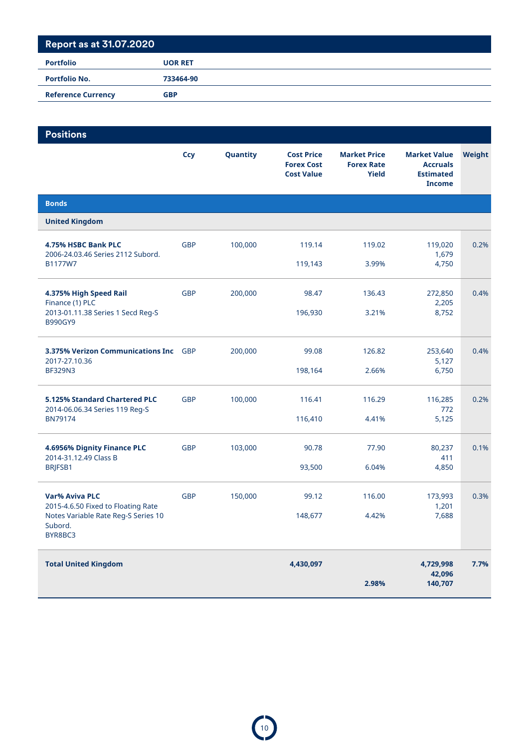## Report as at 31.07.2020

| | |
|---|---|
| **Portfolio** | **UOR RET** |
| **Portfolio No.** | **733464-90** |
| **Reference Currency** | **GBP** |

## Positions

| | Ccy | Quantity | Cost Price<br>Forex Cost<br>Cost Value | Market Price<br>Forex Rate<br>Yield | Market Value<br>Accruals<br>Estimated Income | Weight |
|---|---|---|---|---|---|---|
| **Bonds** | | | | | | |
| **United Kingdom** | | | | | | |
| **4.75% HSBC Bank PLC**<br>2006-24.03.46 Series 2112 Subord.<br>B1177W7 | GBP | 100,000 | 119.14<br><br>119,143 | 119.02<br><br>3.99% | 119,020<br>1,679<br>4,750 | 0.2% |
| **4.375% High Speed Rail** Finance (1) PLC<br>2013-01.11.38 Series 1 Secd Reg-S<br>B990GY9 | GBP | 200,000 | 98.47<br><br>196,930 | 136.43<br><br>3.21% | 272,850<br>2,205<br>8,752 | 0.4% |
| **3.375% Verizon Communications Inc**<br>2017-27.10.36<br>BF329N3 | GBP | 200,000 | 99.08<br><br>198,164 | 126.82<br><br>2.66% | 253,640<br>5,127<br>6,750 | 0.4% |
| **5.125% Standard Chartered PLC**<br>2014-06.06.34 Series 119 Reg-S<br>BN79174 | GBP | 100,000 | 116.41<br><br>116,410 | 116.29<br><br>4.41% | 116,285<br>772<br>5,125 | 0.2% |
| **4.6956% Dignity Finance PLC**<br>2014-31.12.49 Class B<br>BRJFSB1 | GBP | 103,000 | 90.78<br><br>93,500 | 77.90<br><br>6.04% | 80,237<br>411<br>4,850 | 0.1% |
| **Var% Aviva PLC**<br>2015-4.6.50 Fixed to Floating Rate Notes Variable Rate Reg-S Series 10 Subord.<br>BYR8BC3 | GBP | 150,000 | 99.12<br><br>148,677 | 116.00<br><br>4.42% | 173,993<br>1,201<br>7,688 | 0.3% |
| **Total United Kingdom** | | | **4,430,097** | <br><br>**2.98%** | **4,729,998**<br>**42,096**<br>**140,707** | **7.7%** |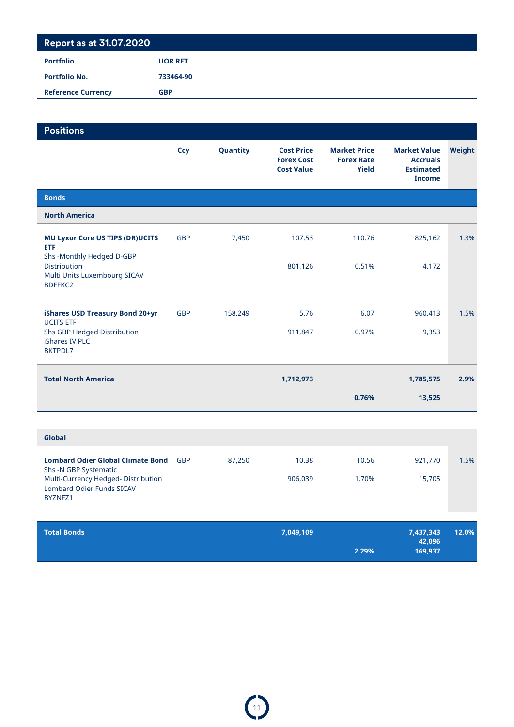## Report as at 31.07.2020

| | |
|---|---|
| **Portfolio** | **UOR RET** |
| **Portfolio No.** | **733464-90** |
| **Reference Currency** | **GBP** |

## Positions

| | Ccy | Quantity | Cost Price<br>Forex Cost<br>Cost Value | Market Price<br>Forex Rate<br>Yield | Market Value<br>Accruals<br>Estimated Income | Weight |
|---|---|---|---|---|---|---|
| **Bonds** | | | | | | |
| **North America** | | | | | | |
| **MU Lyxor Core US TIPS (DR)UCITS ETF**<br>Shs -Monthly Hedged D-GBP Distribution<br>Multi Units Luxembourg SICAV<br>BDFFKC2 | GBP | 7,450 | 107.53<br><br>801,126 | 110.76<br><br>0.51% | 825,162<br><br>4,172 | 1.3% |
| **iShares USD Treasury Bond 20+yr** UCITS ETF<br>Shs GBP Hedged Distribution<br>iShares IV PLC<br>BKTPDL7 | GBP | 158,249 | 5.76<br><br>911,847 | 6.07<br><br>0.97% | 960,413<br><br>9,353 | 1.5% |
| **Total North America** | | | **1,712,973** | <br>**0.76%** | **1,785,575**<br>**13,525** | **2.9%** |
| **Global** | | | | | | |
| **Lombard Odier Global Climate Bond** Shs -N GBP Systematic<br>Multi-Currency Hedged- Distribution<br>Lombard Odier Funds SICAV<br>BYZNFZ1 | GBP | 87,250 | 10.38<br><br>906,039 | 10.56<br><br>1.70% | 921,770<br><br>15,705 | 1.5% |
| **Total Bonds** | | | **7,049,109** | <br><br>**2.29%** | **7,437,343**<br>**42,096**<br>**169,937** | **12.0%** |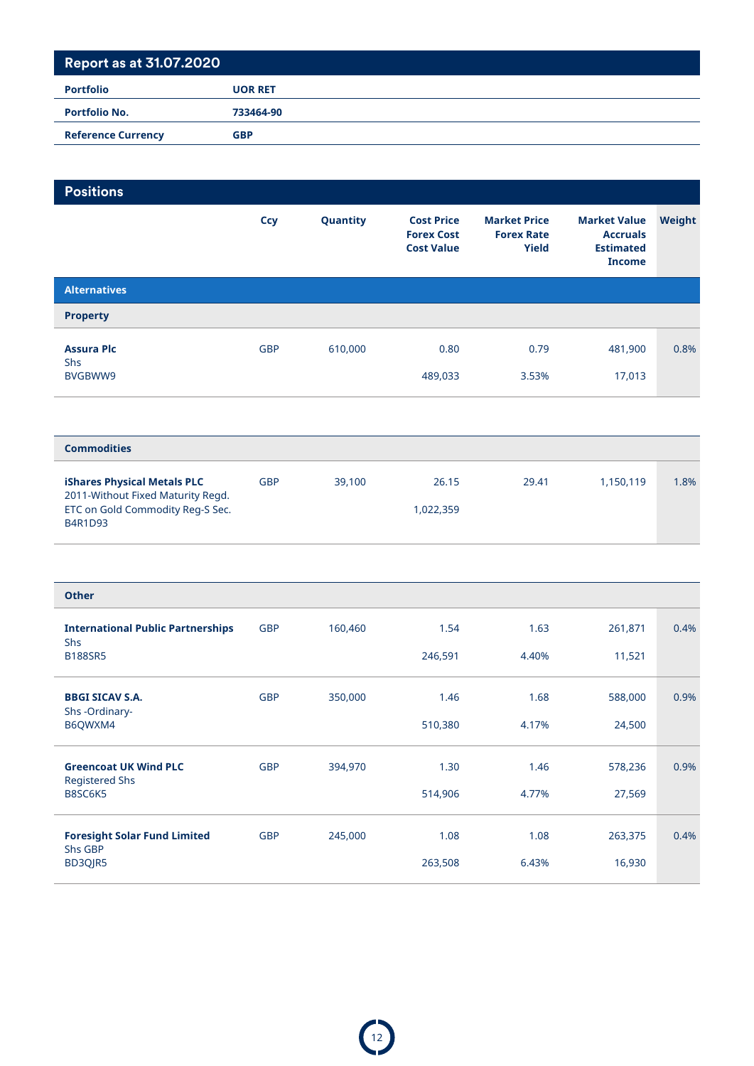## Report as at 31.07.2020

| | |
|---|---|
| **Portfolio** | **UOR RET** |
| **Portfolio No.** | **733464-90** |
| **Reference Currency** | **GBP** |

## Positions

| | Ccy | Quantity | Cost Price<br>Forex Cost<br>Cost Value | Market Price<br>Forex Rate<br>Yield | Market Value<br>Accruals<br>Estimated Income | Weight |
|---|---|---|---|---|---|---|
| **Alternatives** | | | | | | |
| **Property** | | | | | | |
| **Assura Plc**<br>Shs<br>BVGBWW9 | GBP | 610,000 | 0.80<br><br>489,033 | 0.79<br><br>3.53% | 481,900<br><br>17,013 | 0.8% |
| **Commodities** | | | | | | |
| **iShares Physical Metals PLC**<br>2011-Without Fixed Maturity Regd.<br>ETC on Gold Commodity Reg-S Sec.<br>B4R1D93 | GBP | 39,100 | 26.15<br><br>1,022,359 | 29.41 | 1,150,119 | 1.8% |
| **Other** | | | | | | |
| **International Public Partnerships**<br>Shs<br>B188SR5 | GBP | 160,460 | 1.54<br><br>246,591 | 1.63<br><br>4.40% | 261,871<br><br>11,521 | 0.4% |
| **BBGI SICAV S.A.**<br>Shs -Ordinary-<br>B6QWXM4 | GBP | 350,000 | 1.46<br><br>510,380 | 1.68<br><br>4.17% | 588,000<br><br>24,500 | 0.9% |
| **Greencoat UK Wind PLC**<br>Registered Shs<br>B8SC6K5 | GBP | 394,970 | 1.30<br><br>514,906 | 1.46<br><br>4.77% | 578,236<br><br>27,569 | 0.9% |
| **Foresight Solar Fund Limited**<br>Shs GBP<br>BD3QJR5 | GBP | 245,000 | 1.08<br><br>263,508 | 1.08<br><br>6.43% | 263,375<br><br>16,930 | 0.4% |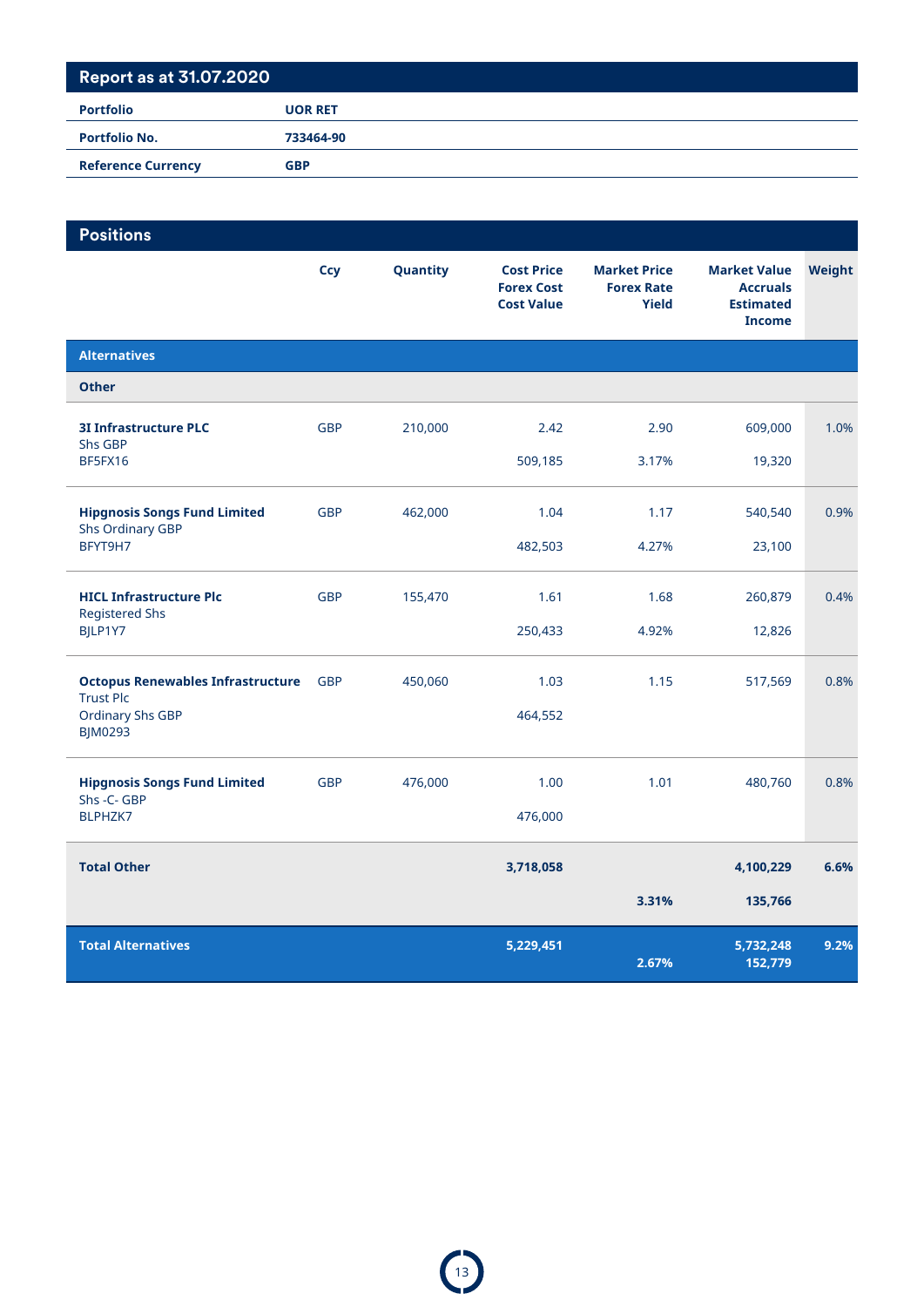## Report as at 31.07.2020

| | |
|---|---|
| **Portfolio** | **UOR RET** |
| **Portfolio No.** | **733464-90** |
| **Reference Currency** | **GBP** |

## Positions

| | Ccy | Quantity | Cost Price<br>Forex Cost<br>Cost Value | Market Price<br>Forex Rate<br>Yield | Market Value<br>Accruals<br>Estimated Income | Weight |
|---|---|---|---|---|---|---|
| **Alternatives** | | | | | | |
| **Other** | | | | | | |
| **3I Infrastructure PLC**<br>Shs GBP<br>BF5FX16 | GBP | 210,000 | 2.42<br><br>509,185 | 2.90<br><br>3.17% | 609,000<br><br>19,320 | 1.0% |
| **Hipgnosis Songs Fund Limited**<br>Shs Ordinary GBP<br>BFYT9H7 | GBP | 462,000 | 1.04<br><br>482,503 | 1.17<br><br>4.27% | 540,540<br><br>23,100 | 0.9% |
| **HICL Infrastructure Plc**<br>Registered Shs<br>BJLP1Y7 | GBP | 155,470 | 1.61<br><br>250,433 | 1.68<br><br>4.92% | 260,879<br><br>12,826 | 0.4% |
| **Octopus Renewables Infrastructure** Trust Plc<br>Ordinary Shs GBP<br>BJM0293 | GBP | 450,060 | 1.03<br><br>464,552 | 1.15 | 517,569 | 0.8% |
| **Hipgnosis Songs Fund Limited**<br>Shs -C- GBP<br>BLPHZK7 | GBP | 476,000 | 1.00<br><br>476,000 | 1.01 | 480,760 | 0.8% |
| **Total Other** | | | **3,718,058** | <br><br>**3.31%** | **4,100,229**<br><br>**135,766** | **6.6%** |
| **Total Alternatives** | | | **5,229,451** | <br>**2.67%** | **5,732,248**<br>**152,779** | **9.2%** |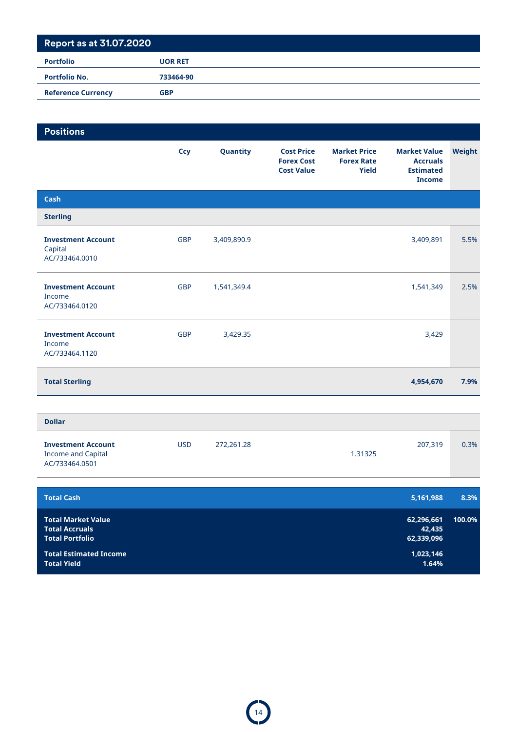## Report as at 31.07.2020

| | |
|---|---|
| **Portfolio** | **UOR RET** |
| **Portfolio No.** | **733464-90** |
| **Reference Currency** | **GBP** |

## Positions

| | Ccy | Quantity | Cost Price<br>Forex Cost<br>Cost Value | Market Price<br>Forex Rate<br>Yield | Market Value<br>Accruals<br>Estimated Income | Weight |
|---|---|---|---|---|---|---|
| **Cash** | | | | | | |
| **Sterling** | | | | | | |
| **Investment Account**<br>Capital<br>AC/733464.0010 | GBP | 3,409,890.9 | | | 3,409,891 | 5.5% |
| **Investment Account**<br>Income<br>AC/733464.0120 | GBP | 1,541,349.4 | | | 1,541,349 | 2.5% |
| **Investment Account**<br>Income<br>AC/733464.1120 | GBP | 3,429.35 | | | 3,429 | |
| **Total Sterling** | | | | | **4,954,670** | **7.9%** |
| **Dollar** | | | | | | |
| **Investment Account**<br>Income and Capital<br>AC/733464.0501 | USD | 272,261.28 | | 1.31325 | 207,319 | 0.3% |
| **Total Cash** | | | | | **5,161,988** | **8.3%** |
| **Total Market Value**<br>**Total Accruals**<br>**Total Portfolio** | | | | | **62,296,661**<br>**42,435**<br>**62,339,096** | **100.0%** |
| **Total Estimated Income**<br>**Total Yield** | | | | | **1,023,146**<br>**1.64%** | |